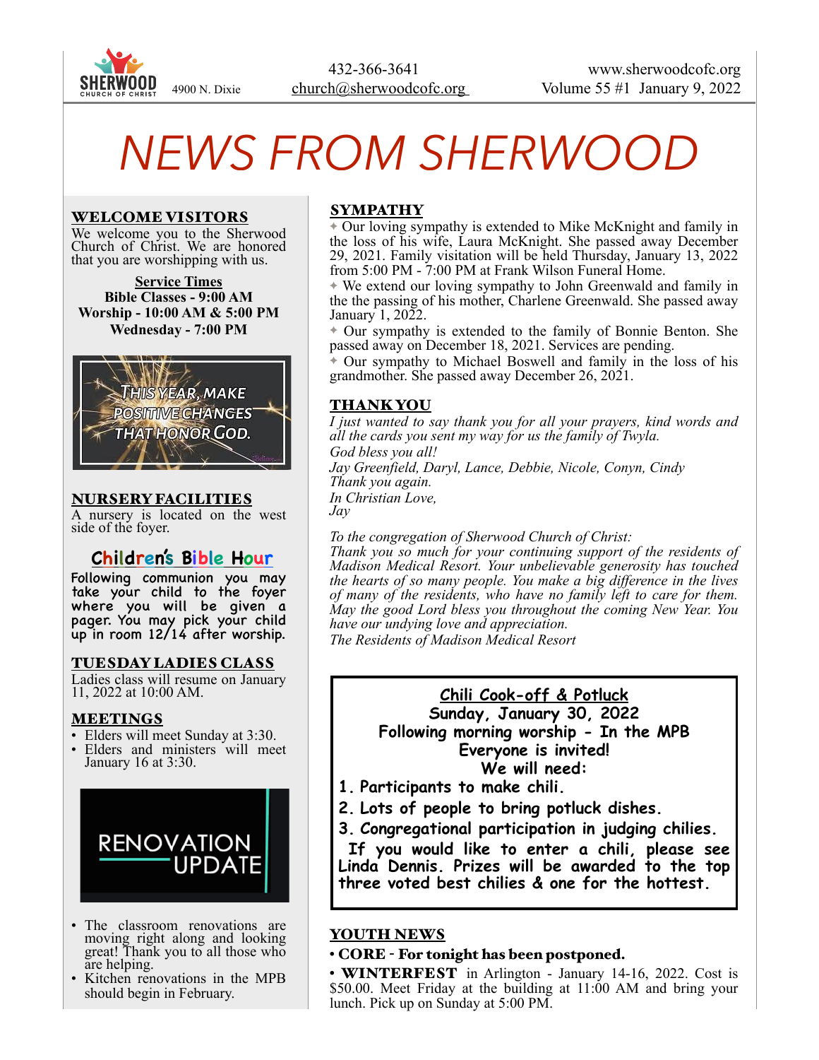SHERWOOD CHURCH OF CHRIST 4900 N. Dixie

432-366-3641
church@sherwoodcofc.org

www.sherwoodcofc.org
Volume 55 #1 January 9, 2022

# NEWS FROM SHERWOOD

## WELCOME VISITORS

We welcome you to the Sherwood Church of Christ. We are honored that you are worshipping with us.

**Service Times**
**Bible Classes - 9:00 AM**
**Worship - 10:00 AM & 5:00 PM**
**Wednesday - 7:00 PM**

THIS YEAR, MAKE POSITIVE CHANGES THAT HONOR GOD.

## NURSERY FACILITIES

A nursery is located on the west side of the foyer.

## Children's Bible Hour

Following communion you may take your child to the foyer where you will be given a pager. You may pick your child up in room 12/14 after worship.

## TUESDAY LADIES CLASS

Ladies class will resume on January 11, 2022 at 10:00 AM.

## MEETINGS

- Elders will meet Sunday at 3:30.
- Elders and ministers will meet January 16 at 3:30.

## RENOVATION UPDATE

- The classroom renovations are moving right along and looking great! Thank you to all those who are helping.
- Kitchen renovations in the MPB should begin in February.

## SYMPATHY

✦ Our loving sympathy is extended to Mike McKnight and family in the loss of his wife, Laura McKnight. She passed away December 29, 2021. Family visitation will be held Thursday, January 13, 2022 from 5:00 PM - 7:00 PM at Frank Wilson Funeral Home.

✦ We extend our loving sympathy to John Greenwald and family in the the passing of his mother, Charlene Greenwald. She passed away January 1, 2022.

✦ Our sympathy is extended to the family of Bonnie Benton. She passed away on December 18, 2021. Services are pending.

✦ Our sympathy to Michael Boswell and family in the loss of his grandmother. She passed away December 26, 2021.

## THANK YOU

*I just wanted to say thank you for all your prayers, kind words and all the cards you sent my way for us the family of Twyla.*
*God bless you all!*
*Jay Greenfield, Daryl, Lance, Debbie, Nicole, Conyn, Cindy*
*Thank you again.*
*In Christian Love,*
*Jay*

*To the congregation of Sherwood Church of Christ:*
*Thank you so much for your continuing support of the residents of Madison Medical Resort. Your unbelievable generosity has touched the hearts of so many people. You make a big difference in the lives of many of the residents, who have no family left to care for them. May the good Lord bless you throughout the coming New Year. You have our undying love and appreciation.*
*The Residents of Madison Medical Resort*

**Chili Cook-off & Potluck**
**Sunday, January 30, 2022**
**Following morning worship - In the MPB**
**Everyone is invited!**
**We will need:**

1. **Participants to make chili.**
2. **Lots of people to bring potluck dishes.**
3. **Congregational participation in judging chilies.**

**If you would like to enter a chili, please see Linda Dennis. Prizes will be awarded to the top three voted best chilies & one for the hottest.**

## YOUTH NEWS

- **CORE - For tonight has been postponed.**
- **WINTERFEST** in Arlington - January 14-16, 2022. Cost is $50.00. Meet Friday at the building at 11:00 AM and bring your lunch. Pick up on Sunday at 5:00 PM.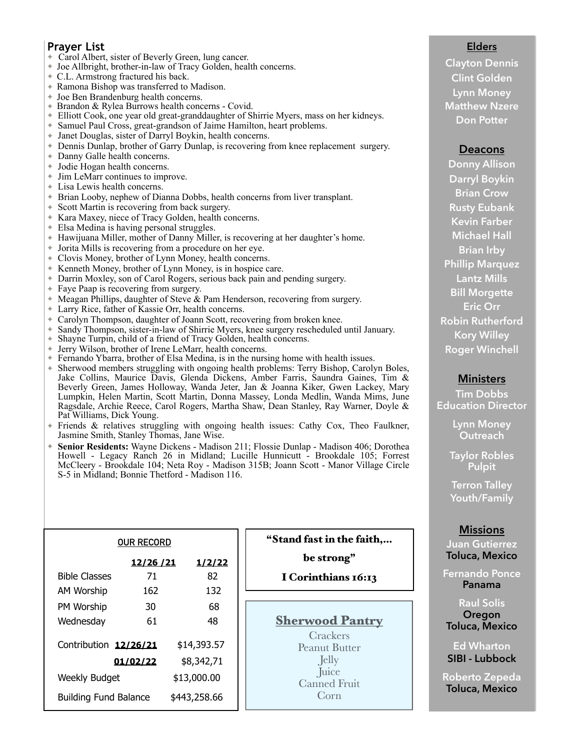## Prayer List

- Carol Albert, sister of Beverly Green, lung cancer.
- Joe Allbright, brother-in-law of Tracy Golden, health concerns.
- C.L. Armstrong fractured his back.
- Ramona Bishop was transferred to Madison.
- Joe Ben Brandenburg health concerns.
- Brandon & Rylea Burrows health concerns - Covid.
- Elliott Cook, one year old great-granddaughter of Shirrie Myers, mass on her kidneys.
- Samuel Paul Cross, great-grandson of Jaime Hamilton, heart problems.
- Janet Douglas, sister of Darryl Boykin, health concerns.
- Dennis Dunlap, brother of Garry Dunlap, is recovering from knee replacement surgery.
- Danny Galle health concerns.
- Jodie Hogan health concerns.
- Jim LeMarr continues to improve.
- Lisa Lewis health concerns.
- Brian Looby, nephew of Dianna Dobbs, health concerns from liver transplant.
- Scott Martin is recovering from back surgery.
- Kara Maxey, niece of Tracy Golden, health concerns.
- Elsa Medina is having personal struggles.
- Hawijuana Miller, mother of Danny Miller, is recovering at her daughter's home.
- Jorita Mills is recovering from a procedure on her eye.
- Clovis Money, brother of Lynn Money, health concerns.
- Kenneth Money, brother of Lynn Money, is in hospice care.
- Darrin Moxley, son of Carol Rogers, serious back pain and pending surgery.
- Faye Paap is recovering from surgery.
- Meagan Phillips, daughter of Steve & Pam Henderson, recovering from surgery.
- Larry Rice, father of Kassie Orr, health concerns.
- Carolyn Thompson, daughter of Joann Scott, recovering from broken knee.
- Sandy Thompson, sister-in-law of Shirrie Myers, knee surgery rescheduled until January.
- Shayne Turpin, child of a friend of Tracy Golden, health concerns.
- Jerry Wilson, brother of Irene LeMarr, health concerns.
- Fernando Ybarra, brother of Elsa Medina, is in the nursing home with health issues.
- Sherwood members struggling with ongoing health problems: Terry Bishop, Carolyn Boles, Jake Collins, Maurice Davis, Glenda Dickens, Amber Farris, Saundra Gaines, Tim & Beverly Green, James Holloway, Wanda Jeter, Jan & Joanna Kiker, Gwen Lackey, Mary Lumpkin, Helen Martin, Scott Martin, Donna Massey, Londa Medlin, Wanda Mims, June Ragsdale, Archie Reece, Carol Rogers, Martha Shaw, Dean Stanley, Ray Warner, Doyle & Pat Williams, Dick Young.
- Friends & relatives struggling with ongoing health issues: Cathy Cox, Theo Faulkner, Jasmine Smith, Stanley Thomas, Jane Wise.
- **Senior Residents:** Wayne Dickens - Madison 211; Flossie Dunlap - Madison 406; Dorothea Howell - Legacy Ranch 26 in Midland; Lucille Hunnicutt - Brookdale 105; Forrest McCleery - Brookdale 104; Neta Roy - Madison 315B; Joann Scott - Manor Village Circle S-5 in Midland; Bonnie Thetford - Madison 116.

### OUR RECORD

| | 12/26 /21 | 1/2/22 |
|---|---|---|
| Bible Classes | 71 | 82 |
| AM Worship | 162 | 132 |
| PM Worship | 30 | 68 |
| Wednesday | 61 | 48 |

| | | |
|---|---|---|
| Contribution | **12/26/21** | $14,393.57 |
| | **01/02/22** | $8,342,71 |
| Weekly Budget | | $13,000.00 |
| Building Fund Balance | | $443,258.66 |

"Stand fast in the faith,...

be strong"

I Corinthians 16:13

### Sherwood Pantry

Crackers
Peanut Butter
Jelly
Juice
Canned Fruit
Corn

### Elders

Clayton Dennis
Clint Golden
Lynn Money
Matthew Nzere
Don Potter

### Deacons

Donny Allison
Darryl Boykin
Brian Crow
Rusty Eubank
Kevin Farber
Michael Hall
Brian Irby
Phillip Marquez
Lantz Mills
Bill Morgette
Eric Orr
Robin Rutherford
Kory Willey
Roger Winchell

### Ministers

Tim Dobbs
Education Director

Lynn Money
Outreach

Taylor Robles
Pulpit

Terron Talley
Youth/Family

### Missions

Juan Gutierrez
Toluca, Mexico

Fernando Ponce
Panama

Raul Solis
Oregon
Toluca, Mexico

Ed Wharton
SIBI - Lubbock

Roberto Zepeda
Toluca, Mexico